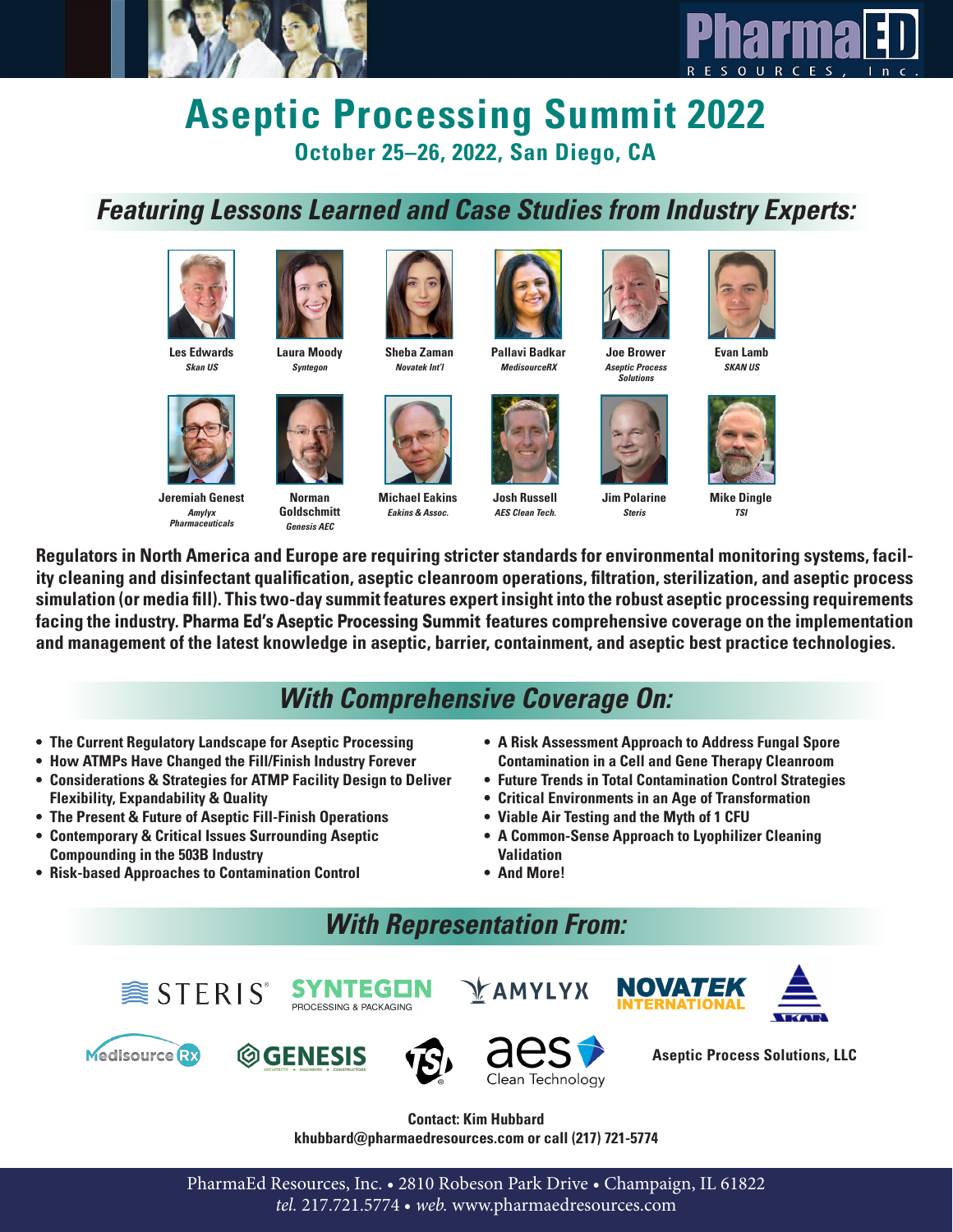# Aseptic Processing Summit 2022

### October 25–26, 2022, San Diego, CA

## *Featuring Lessons Learned and Case Studies from Industry Experts:*

**Les Edwards**
*Skan US*

**Laura Moody**
*Syntegon*

**Sheba Zaman**
*Novatek Int'l*

**Pallavi Badkar**
*MedisourceRX*

**Joe Brower**
*Aseptic Process Solutions*

**Evan Lamb**
*SKAN US*

**Jeremiah Genest**
*Amylyx Pharmaceuticals*

**Norman Goldschmitt**
*Genesis AEC*

**Michael Eakins**
*Eakins & Assoc.*

**Josh Russell**
*AES Clean Tech.*

**Jim Polarine**
*Steris*

**Mike Dingle**
*TSI*

**Regulators in North America and Europe are requiring stricter standards for environmental monitoring systems, facility cleaning and disinfectant qualification, aseptic cleanroom operations, filtration, sterilization, and aseptic process simulation (or media fill). This two-day summit features expert insight into the robust aseptic processing requirements facing the industry. Pharma Ed's Aseptic Processing Summit features comprehensive coverage on the implementation and management of the latest knowledge in aseptic, barrier, containment, and aseptic best practice technologies.**

## *With Comprehensive Coverage On:*

- The Current Regulatory Landscape for Aseptic Processing
- How ATMPs Have Changed the Fill/Finish Industry Forever
- Considerations & Strategies for ATMP Facility Design to Deliver Flexibility, Expandability & Quality
- The Present & Future of Aseptic Fill-Finish Operations
- Contemporary & Critical Issues Surrounding Aseptic Compounding in the 503B Industry
- Risk-based Approaches to Contamination Control
- A Risk Assessment Approach to Address Fungal Spore Contamination in a Cell and Gene Therapy Cleanroom
- Future Trends in Total Contamination Control Strategies
- Critical Environments in an Age of Transformation
- Viable Air Testing and the Myth of 1 CFU
- A Common-Sense Approach to Lyophilizer Cleaning Validation
- And More!

## *With Representation From:*

STERIS • SYNTEGON Processing & Packaging • AMYLYX • NOVATEK International • SKAN • Medisource Rx • GENESIS • TSI • aes Clean Technology • Aseptic Process Solutions, LLC

**Contact: Kim Hubbard**
**khubbard@pharmaedresources.com or call (217) 721-5774**

PharmaEd Resources, Inc. • 2810 Robeson Park Drive • Champaign, IL 61822
*tel.* 217.721.5774 • *web.* www.pharmaedresources.com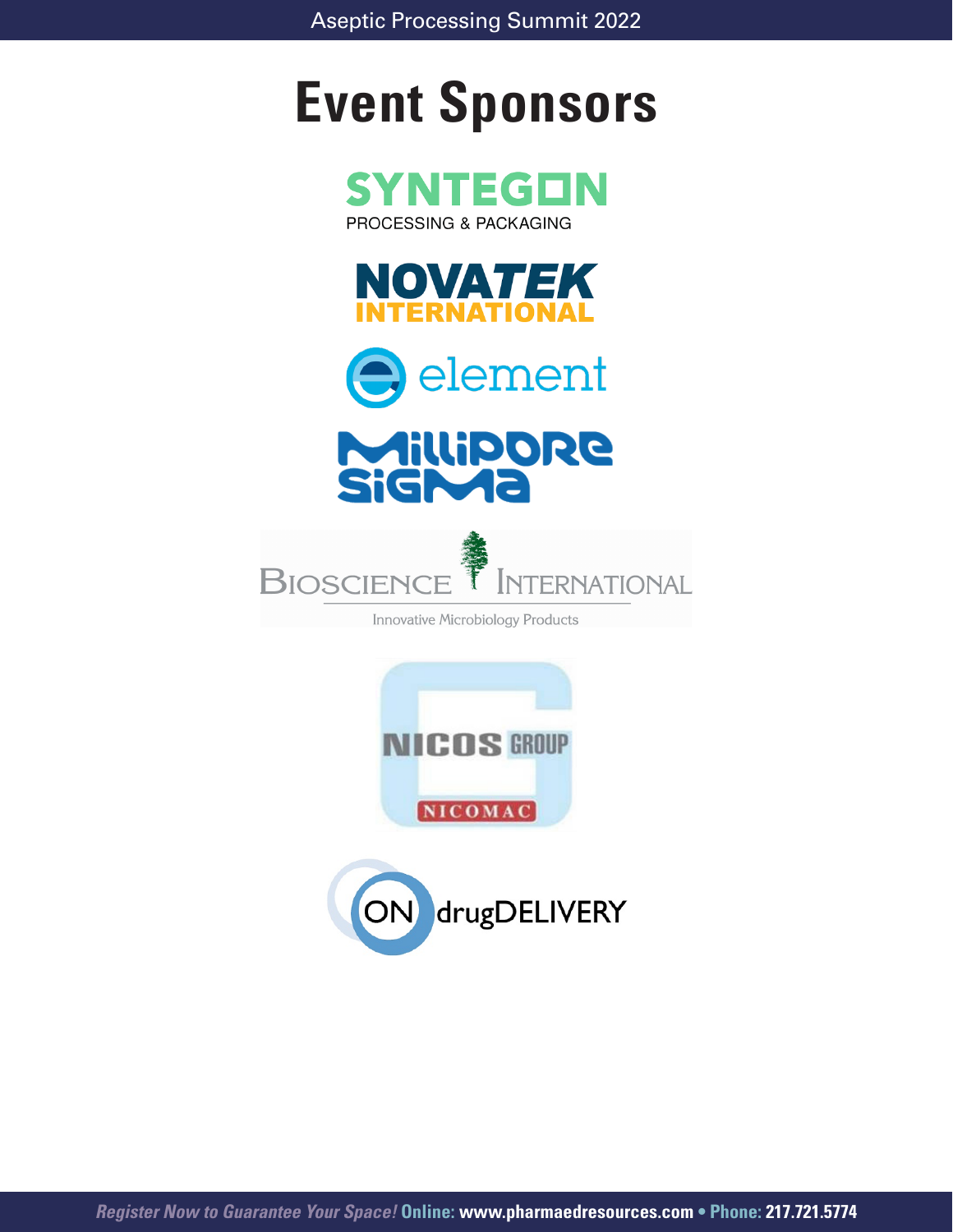# Event Sponsors

SYNTEGON
PROCESSING & PACKAGING

NOVATEK
INTERNATIONAL

element

MilliPORE
SiGMa

BIOSCIENCE INTERNATIONAL
Innovative Microbiology Products

NICOS GROUP
NICOMAC

ON drugDELIVERY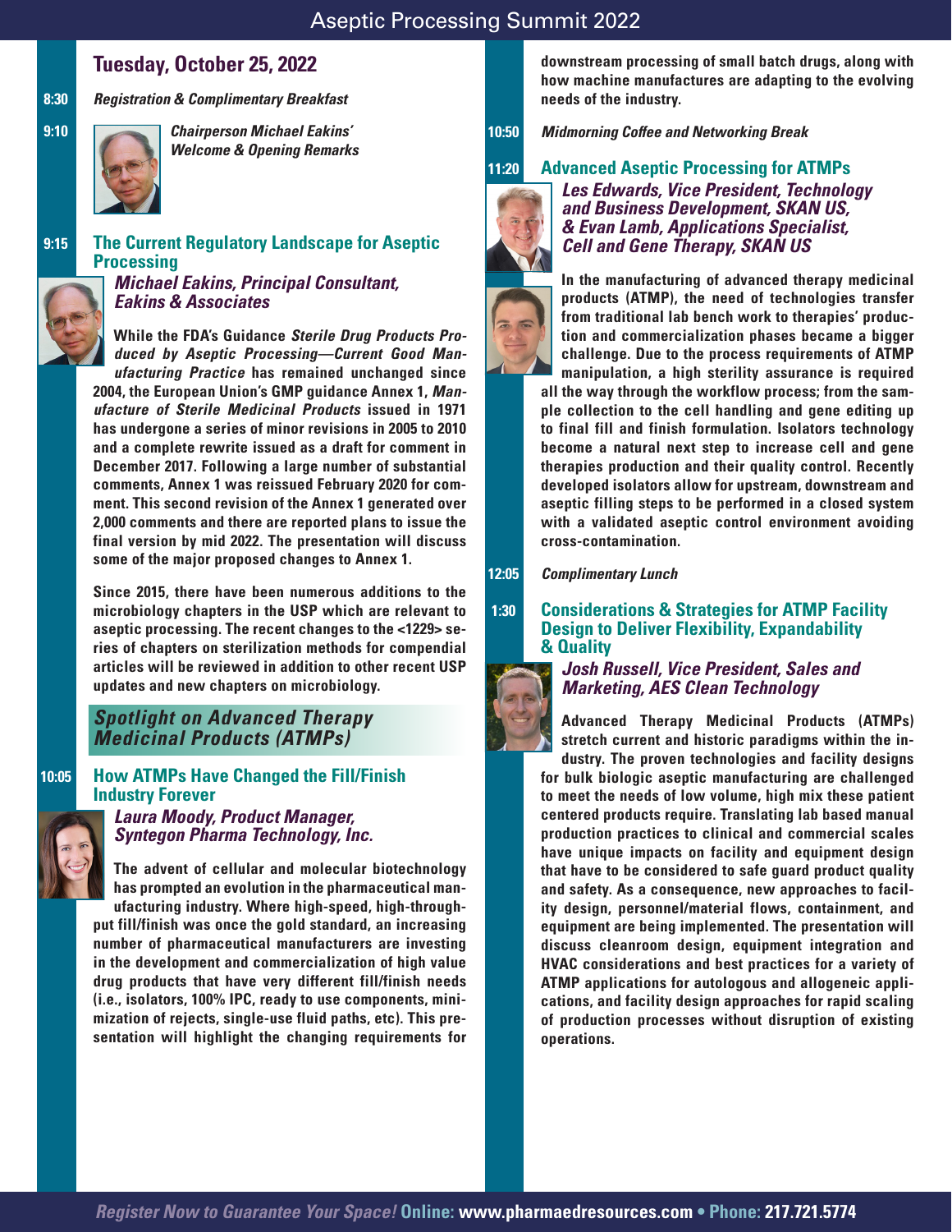## Tuesday, October 25, 2022

**8:30** *Registration & Complimentary Breakfast*

**9:10** *Chairperson Michael Eakins' Welcome & Opening Remarks*

**9:15**

### The Current Regulatory Landscape for Aseptic Processing

***Michael Eakins, Principal Consultant, Eakins & Associates***

**While the FDA's Guidance *Sterile Drug Products Produced by Aseptic Processing—Current Good Manufacturing Practice* has remained unchanged since 2004, the European Union's GMP guidance Annex 1, *Manufacture of Sterile Medicinal Products* issued in 1971 has undergone a series of minor revisions in 2005 to 2010 and a complete rewrite issued as a draft for comment in December 2017. Following a large number of substantial comments, Annex 1 was reissued February 2020 for comment. This second revision of the Annex 1 generated over 2,000 comments and there are reported plans to issue the final version by mid 2022. The presentation will discuss some of the major proposed changes to Annex 1.**

**Since 2015, there have been numerous additions to the microbiology chapters in the USP which are relevant to aseptic processing. The recent changes to the <1229> series of chapters on sterilization methods for compendial articles will be reviewed in addition to other recent USP updates and new chapters on microbiology.**

## *Spotlight on Advanced Therapy Medicinal Products (ATMPs)*

**10:05**

### How ATMPs Have Changed the Fill/Finish Industry Forever

***Laura Moody, Product Manager, Syntegon Pharma Technology, Inc.***

**The advent of cellular and molecular biotechnology has prompted an evolution in the pharmaceutical manufacturing industry. Where high-speed, high-throughput fill/finish was once the gold standard, an increasing number of pharmaceutical manufacturers are investing in the development and commercialization of high value drug products that have very different fill/finish needs (i.e., isolators, 100% IPC, ready to use components, minimization of rejects, single-use fluid paths, etc). This presentation will highlight the changing requirements for downstream processing of small batch drugs, along with how machine manufactures are adapting to the evolving needs of the industry.**

**10:50** *Midmorning Coffee and Networking Break*

**11:20**

### Advanced Aseptic Processing for ATMPs

***Les Edwards, Vice President, Technology and Business Development, SKAN US, & Evan Lamb, Applications Specialist, Cell and Gene Therapy, SKAN US***

**In the manufacturing of advanced therapy medicinal products (ATMP), the need of technologies transfer from traditional lab bench work to therapies' production and commercialization phases became a bigger challenge. Due to the process requirements of ATMP manipulation, a high sterility assurance is required all the way through the workflow process; from the sample collection to the cell handling and gene editing up to final fill and finish formulation. Isolators technology become a natural next step to increase cell and gene therapies production and their quality control. Recently developed isolators allow for upstream, downstream and aseptic filling steps to be performed in a closed system with a validated aseptic control environment avoiding cross-contamination.**

**12:05** *Complimentary Lunch*

**1:30**

### Considerations & Strategies for ATMP Facility Design to Deliver Flexibility, Expandability & Quality

***Josh Russell, Vice President, Sales and Marketing, AES Clean Technology***

**Advanced Therapy Medicinal Products (ATMPs) stretch current and historic paradigms within the industry. The proven technologies and facility designs for bulk biologic aseptic manufacturing are challenged to meet the needs of low volume, high mix these patient centered products require. Translating lab based manual production practices to clinical and commercial scales have unique impacts on facility and equipment design that have to be considered to safe guard product quality and safety. As a consequence, new approaches to facility design, personnel/material flows, containment, and equipment are being implemented. The presentation will discuss cleanroom design, equipment integration and HVAC considerations and best practices for a variety of ATMP applications for autologous and allogeneic applications, and facility design approaches for rapid scaling of production processes without disruption of existing operations.**

*Register Now to Guarantee Your Space!* **Online: www.pharmaedresources.com • Phone: 217.721.5774**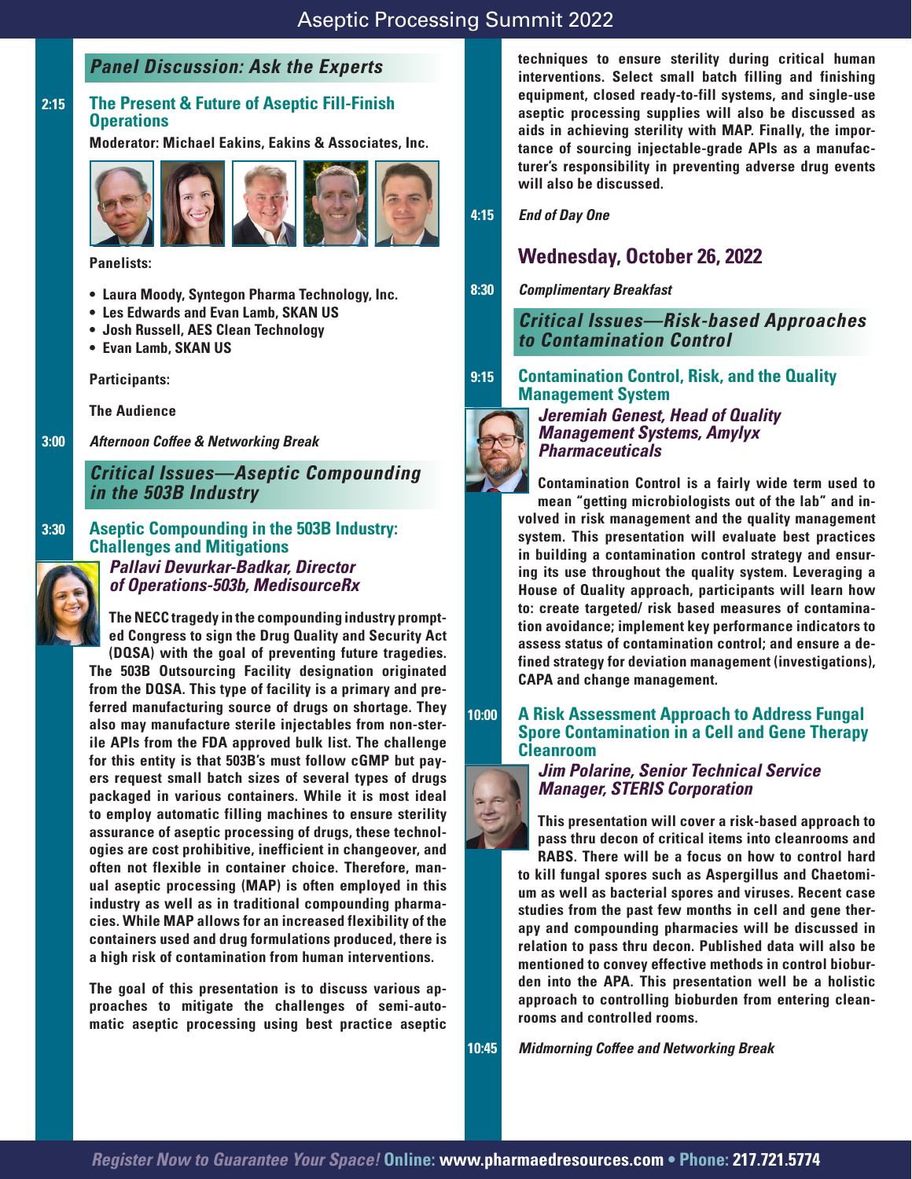## Panel Discussion: Ask the Experts

**2:15** **The Present & Future of Aseptic Fill-Finish Operations**

**Moderator: Michael Eakins, Eakins & Associates, Inc.**

**Panelists:**

- **Laura Moody, Syntegon Pharma Technology, Inc.**
- **Les Edwards and Evan Lamb, SKAN US**
- **Josh Russell, AES Clean Technology**
- **Evan Lamb, SKAN US**

**Participants:**

**The Audience**

**3:00** *Afternoon Coffee & Networking Break*

## Critical Issues—Aseptic Compounding in the 503B Industry

**3:30** **Aseptic Compounding in the 503B Industry: Challenges and Mitigations**

*Pallavi Devurkar-Badkar, Director of Operations-503b, MedisourceRx*

The NECC tragedy in the compounding industry prompted Congress to sign the Drug Quality and Security Act (DQSA) with the goal of preventing future tragedies. The 503B Outsourcing Facility designation originated from the DQSA. This type of facility is a primary and preferred manufacturing source of drugs on shortage. They also may manufacture sterile injectables from non-sterile APIs from the FDA approved bulk list. The challenge for this entity is that 503B's must follow cGMP but payers request small batch sizes of several types of drugs packaged in various containers. While it is most ideal to employ automatic filling machines to ensure sterility assurance of aseptic processing of drugs, these technologies are cost prohibitive, inefficient in changeover, and often not flexible in container choice. Therefore, manual aseptic processing (MAP) is often employed in this industry as well as in traditional compounding pharmacies. While MAP allows for an increased flexibility of the containers used and drug formulations produced, there is a high risk of contamination from human interventions.

The goal of this presentation is to discuss various approaches to mitigate the challenges of semi-automatic aseptic processing using best practice aseptic techniques to ensure sterility during critical human interventions. Select small batch filling and finishing equipment, closed ready-to-fill systems, and single-use aseptic processing supplies will also be discussed as aids in achieving sterility with MAP. Finally, the importance of sourcing injectable-grade APIs as a manufacturer's responsibility in preventing adverse drug events will also be discussed.

**4:15** *End of Day One*

## Wednesday, October 26, 2022

**8:30** *Complimentary Breakfast*

## Critical Issues—Risk-based Approaches to Contamination Control

**9:15** **Contamination Control, Risk, and the Quality Management System**

*Jeremiah Genest, Head of Quality Management Systems, Amylyx Pharmaceuticals*

Contamination Control is a fairly wide term used to mean "getting microbiologists out of the lab" and involved in risk management and the quality management system. This presentation will evaluate best practices in building a contamination control strategy and ensuring its use throughout the quality system. Leveraging a House of Quality approach, participants will learn how to: create targeted/ risk based measures of contamination avoidance; implement key performance indicators to assess status of contamination control; and ensure a defined strategy for deviation management (investigations), CAPA and change management.

**10:00** **A Risk Assessment Approach to Address Fungal Spore Contamination in a Cell and Gene Therapy Cleanroom**

*Jim Polarine, Senior Technical Service Manager, STERIS Corporation*

This presentation will cover a risk-based approach to pass thru decon of critical items into cleanrooms and RABS. There will be a focus on how to control hard to kill fungal spores such as Aspergillus and Chaetomium as well as bacterial spores and viruses. Recent case studies from the past few months in cell and gene therapy and compounding pharmacies will be discussed in relation to pass thru decon. Published data will also be mentioned to convey effective methods in control bioburden into the APA. This presentation well be a holistic approach to controlling bioburden from entering cleanrooms and controlled rooms.

**10:45** *Midmorning Coffee and Networking Break*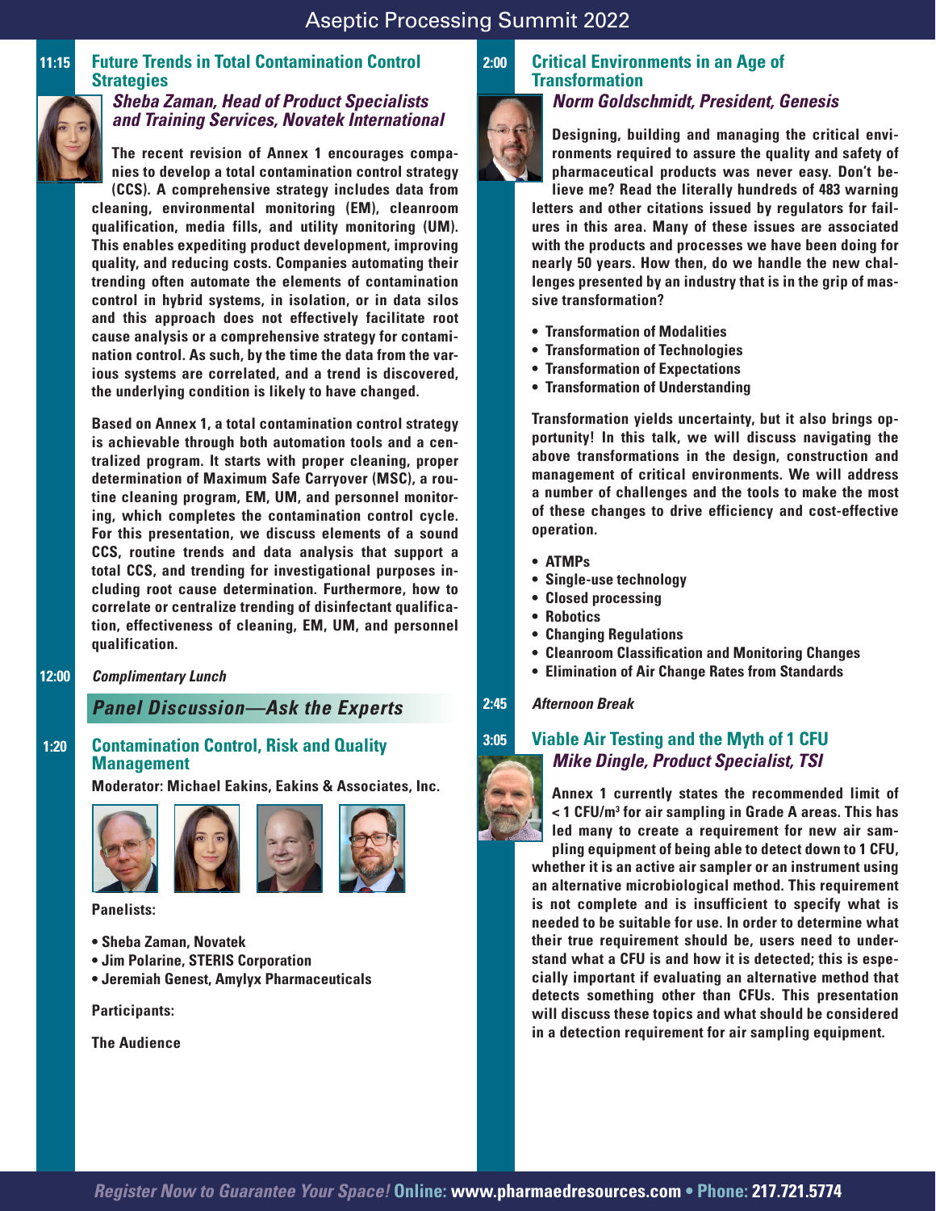## 11:15 Future Trends in Total Contamination Control Strategies

***Sheba Zaman, Head of Product Specialists and Training Services, Novatek International***

**The recent revision of Annex 1 encourages companies to develop a total contamination control strategy (CCS). A comprehensive strategy includes data from cleaning, environmental monitoring (EM), cleanroom qualification, media fills, and utility monitoring (UM). This enables expediting product development, improving quality, and reducing costs. Companies automating their trending often automate the elements of contamination control in hybrid systems, in isolation, or in data silos and this approach does not effectively facilitate root cause analysis or a comprehensive strategy for contamination control. As such, by the time the data from the various systems are correlated, and a trend is discovered, the underlying condition is likely to have changed.**

**Based on Annex 1, a total contamination control strategy is achievable through both automation tools and a centralized program. It starts with proper cleaning, proper determination of Maximum Safe Carryover (MSC), a routine cleaning program, EM, UM, and personnel monitoring, which completes the contamination control cycle. For this presentation, we discuss elements of a sound CCS, routine trends and data analysis that support a total CCS, and trending for investigational purposes including root cause determination. Furthermore, how to correlate or centralize trending of disinfectant qualification, effectiveness of cleaning, EM, UM, and personnel qualification.**

**12:00** *Complimentary Lunch*

## *Panel Discussion—Ask the Experts*

## 1:20 Contamination Control, Risk and Quality Management

**Moderator: Michael Eakins, Eakins & Associates, Inc.**

**Panelists:**

- **Sheba Zaman, Novatek**
- **Jim Polarine, STERIS Corporation**
- **Jeremiah Genest, Amylyx Pharmaceuticals**

**Participants:**

**The Audience**

## 2:00 Critical Environments in an Age of Transformation

***Norm Goldschmidt, President, Genesis***

**Designing, building and managing the critical environments required to assure the quality and safety of pharmaceutical products was never easy. Don't believe me? Read the literally hundreds of 483 warning letters and other citations issued by regulators for failures in this area. Many of these issues are associated with the products and processes we have been doing for nearly 50 years. How then, do we handle the new challenges presented by an industry that is in the grip of massive transformation?**

- **Transformation of Modalities**
- **Transformation of Technologies**
- **Transformation of Expectations**
- **Transformation of Understanding**

**Transformation yields uncertainty, but it also brings opportunity! In this talk, we will discuss navigating the above transformations in the design, construction and management of critical environments. We will address a number of challenges and the tools to make the most of these changes to drive efficiency and cost-effective operation.**

- **ATMPs**
- **Single-use technology**
- **Closed processing**
- **Robotics**
- **Changing Regulations**
- **Cleanroom Classification and Monitoring Changes**
- **Elimination of Air Change Rates from Standards**

**2:45** *Afternoon Break*

## 3:05 Viable Air Testing and the Myth of 1 CFU

***Mike Dingle, Product Specialist, TSI***

**Annex 1 currently states the recommended limit of < 1 CFU/m$^3$ for air sampling in Grade A areas. This has led many to create a requirement for new air sampling equipment of being able to detect down to 1 CFU, whether it is an active air sampler or an instrument using an alternative microbiological method. This requirement is not complete and is insufficient to specify what is needed to be suitable for use. In order to determine what their true requirement should be, users need to understand what a CFU is and how it is detected; this is especially important if evaluating an alternative method that detects something other than CFUs. This presentation will discuss these topics and what should be considered in a detection requirement for air sampling equipment.**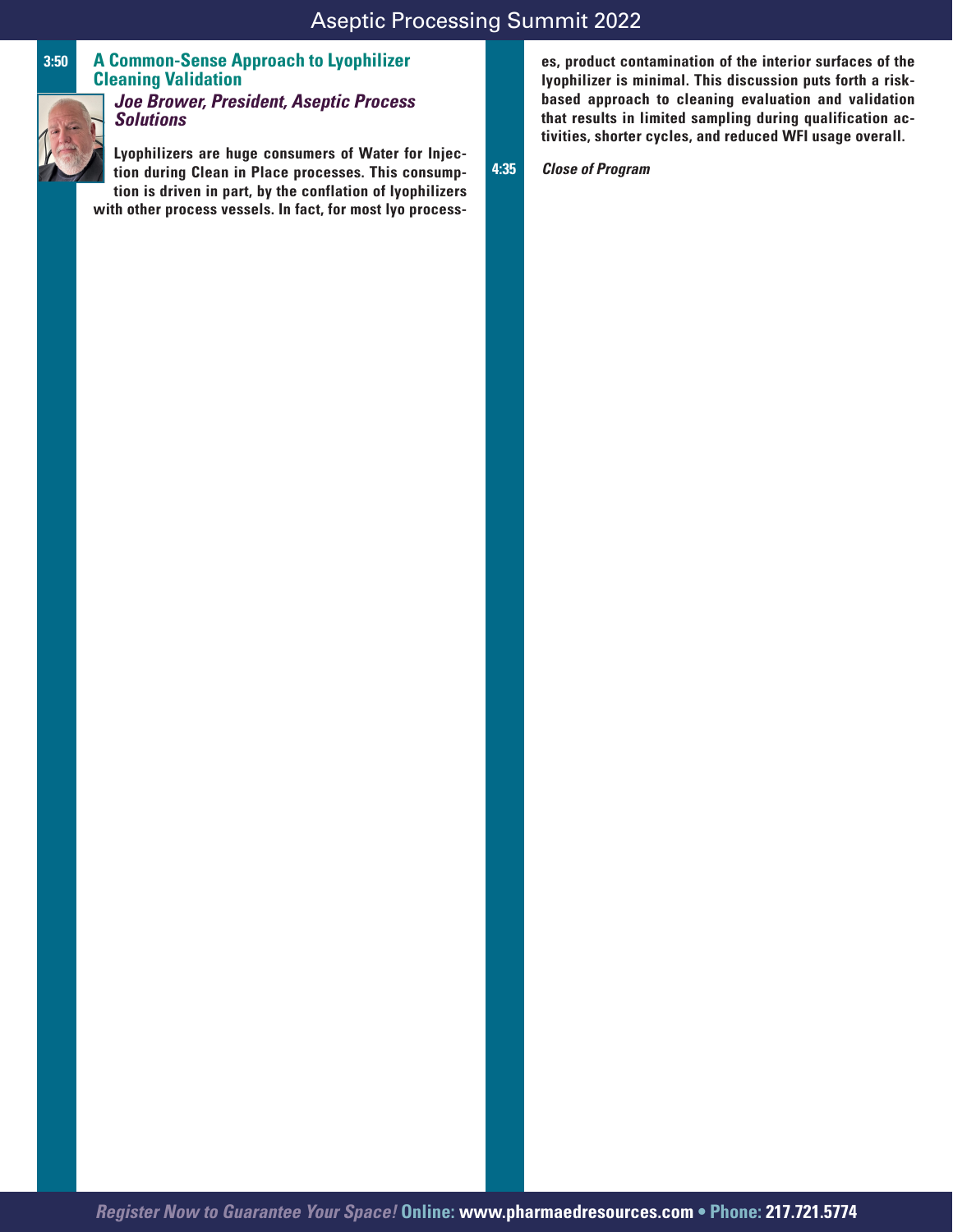**3:50** **A Common-Sense Approach to Lyophilizer Cleaning Validation**

***Joe Brower, President, Aseptic Process Solutions***

**Lyophilizers are huge consumers of Water for Injection during Clean in Place processes. This consumption is driven in part, by the conflation of lyophilizers with other process vessels. In fact, for most lyo processes, product contamination of the interior surfaces of the lyophilizer is minimal. This discussion puts forth a risk-based approach to cleaning evaluation and validation that results in limited sampling during qualification activities, shorter cycles, and reduced WFI usage overall.**

**4:35** ***Close of Program***

***Register Now to Guarantee Your Space!*** **Online: www.pharmaedresources.com • Phone: 217.721.5774**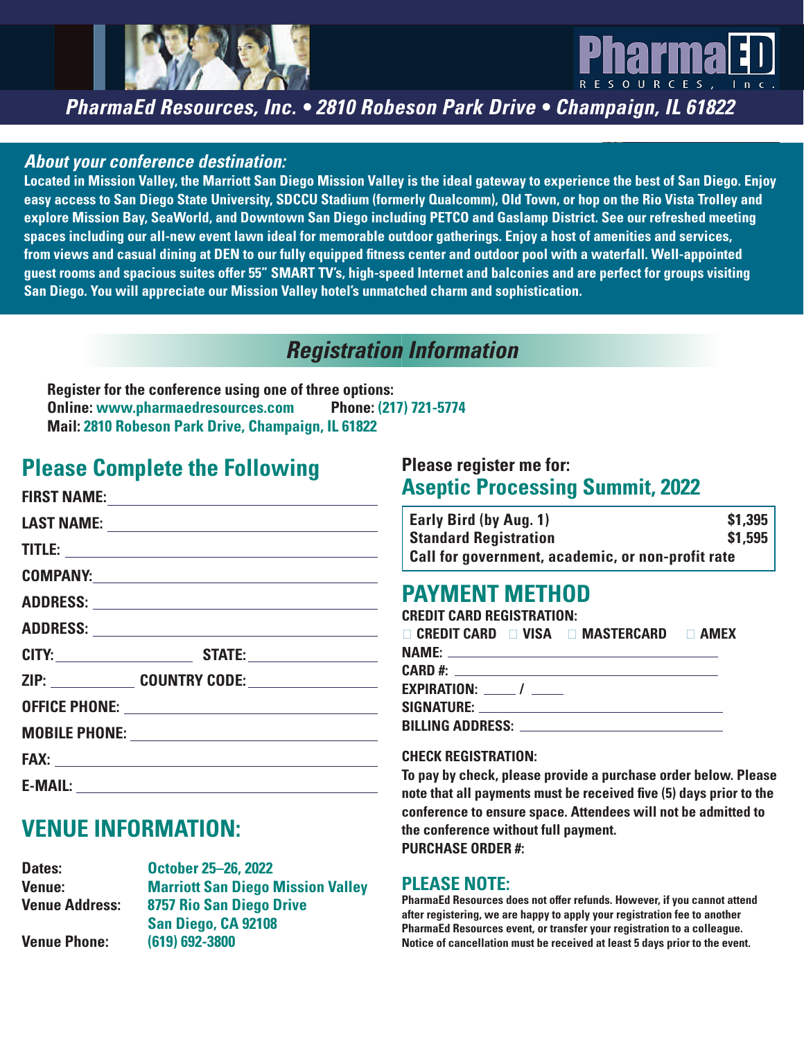PharmaED RESOURCES, Inc.

*PharmaEd Resources, Inc. • 2810 Robeson Park Drive • Champaign, IL 61822*

### *About your conference destination:*

**Located in Mission Valley, the Marriott San Diego Mission Valley is the ideal gateway to experience the best of San Diego. Enjoy easy access to San Diego State University, SDCCU Stadium (formerly Qualcomm), Old Town, or hop on the Rio Vista Trolley and explore Mission Bay, SeaWorld, and Downtown San Diego including PETCO and Gaslamp District. See our refreshed meeting spaces including our all-new event lawn ideal for memorable outdoor gatherings. Enjoy a host of amenities and services, from views and casual dining at DEN to our fully equipped fitness center and outdoor pool with a waterfall. Well-appointed guest rooms and spacious suites offer 55" SMART TV's, high-speed Internet and balconies and are perfect for groups visiting San Diego. You will appreciate our Mission Valley hotel's unmatched charm and sophistication.**

## *Registration Information*

**Register for the conference using one of three options:**
**Online:** www.pharmaedresources.com **Phone:** (217) 721-5774
**Mail:** 2810 Robeson Park Drive, Champaign, IL 61822

## Please Complete the Following

FIRST NAME: ____________________

LAST NAME: ____________________

TITLE: ____________________

COMPANY: ____________________

ADDRESS: ____________________

ADDRESS: ____________________

CITY: __________ STATE: __________

ZIP: __________ COUNTRY CODE: __________

OFFICE PHONE: ____________________

MOBILE PHONE: ____________________

FAX: ____________________

E-MAIL: ____________________

## VENUE INFORMATION:

| | |
|---|---|
| **Dates:** | October 25–26, 2022 |
| **Venue:** | Marriott San Diego Mission Valley |
| **Venue Address:** | 8757 Rio San Diego Drive<br>San Diego, CA 92108 |
| **Venue Phone:** | (619) 692-3800 |

**Please register me for:**

## Aseptic Processing Summit, 2022

| | |
|---|---|
| Early Bird (by Aug. 1) | $1,395 |
| Standard Registration | $1,595 |
| Call for government, academic, or non-profit rate | |

## PAYMENT METHOD

**CREDIT CARD REGISTRATION:**

☐ CREDIT CARD ☐ VISA ☐ MASTERCARD ☐ AMEX

NAME: ____________________

CARD #: ____________________

EXPIRATION: ____ / ____

SIGNATURE: ____________________

BILLING ADDRESS: ____________________

**CHECK REGISTRATION:**

To pay by check, please provide a purchase order below. Please note that all payments must be received five (5) days prior to the conference to ensure space. Attendees will not be admitted to the conference without full payment.

PURCHASE ORDER #:

## PLEASE NOTE:

PharmaEd Resources does not offer refunds. However, if you cannot attend after registering, we are happy to apply your registration fee to another PharmaEd Resources event, or transfer your registration to a colleague. Notice of cancellation must be received at least 5 days prior to the event.